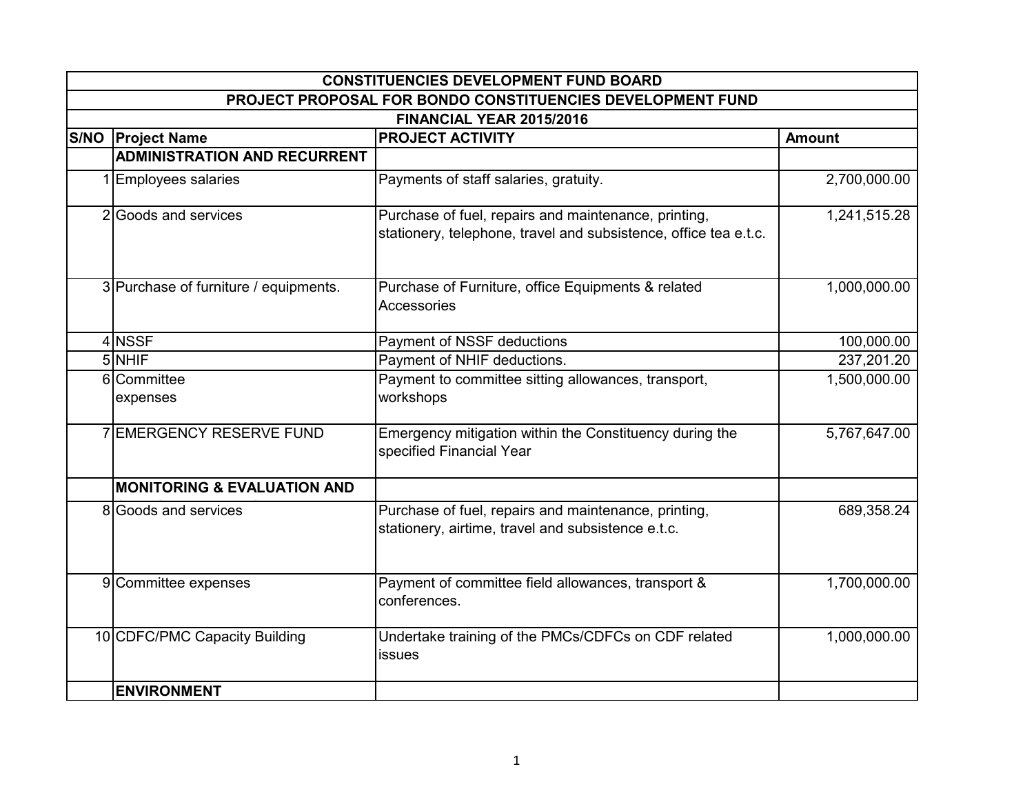| CONSTITUENCIES DEVELOPMENT FUND BOARD | | | |
|---|---|---|---|
| PROJECT PROPOSAL FOR BONDO CONSTITUENCIES DEVELOPMENT FUND | | | |
| FINANCIAL YEAR 2015/2016 | | | |
| **S/NO** | **Project Name** | **PROJECT ACTIVITY** | **Amount** |
| | **ADMINISTRATION AND RECURRENT** | | |
| 1 | Employees salaries | Payments of staff salaries, gratuity. | 2,700,000.00 |
| 2 | Goods and services | Purchase of fuel, repairs and maintenance, printing, stationery, telephone, travel and subsistence, office tea e.t.c. | 1,241,515.28 |
| 3 | Purchase of furniture / equipments. | Purchase of Furniture, office Equipments & related Accessories | 1,000,000.00 |
| 4 | NSSF | Payment of NSSF deductions | 100,000.00 |
| 5 | NHIF | Payment of NHIF deductions. | 237,201.20 |
| 6 | Committee expenses | Payment to committee sitting allowances, transport, workshops | 1,500,000.00 |
| 7 | EMERGENCY RESERVE FUND | Emergency mitigation within the Constituency during the specified Financial Year | 5,767,647.00 |
| | **MONITORING & EVALUATION AND** | | |
| 8 | Goods and services | Purchase of fuel, repairs and maintenance, printing, stationery, airtime, travel and subsistence e.t.c. | 689,358.24 |
| 9 | Committee expenses | Payment of committee field allowances, transport & conferences. | 1,700,000.00 |
| 10 | CDFC/PMC Capacity Building | Undertake training of the PMCs/CDFCs on CDF related issues | 1,000,000.00 |
| | **ENVIRONMENT** | | |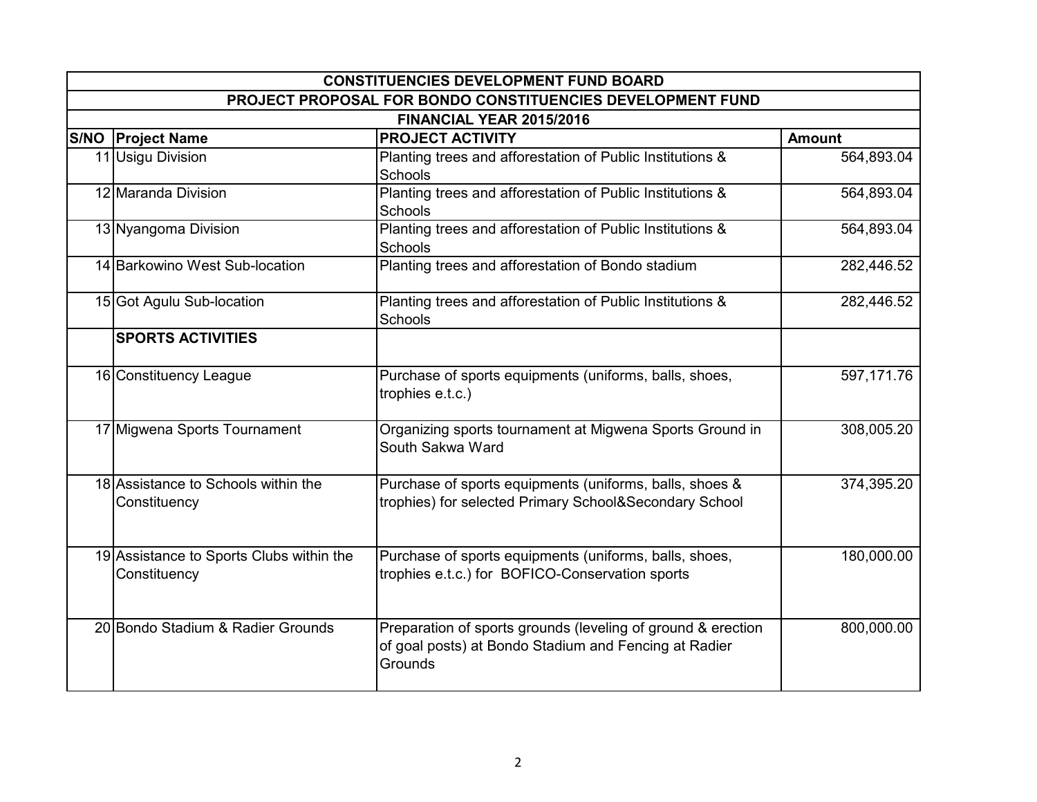| CONSTITUENCIES DEVELOPMENT FUND BOARD | | | |
|---|---|---|---|
| PROJECT PROPOSAL FOR BONDO CONSTITUENCIES DEVELOPMENT FUND | | | |
| FINANCIAL YEAR 2015/2016 | | | |
| **S/NO** | **Project Name** | **PROJECT ACTIVITY** | **Amount** |
| 11 | Usigu Division | Planting trees and afforestation of Public Institutions & Schools | 564,893.04 |
| 12 | Maranda Division | Planting trees and afforestation of Public Institutions & Schools | 564,893.04 |
| 13 | Nyangoma Division | Planting trees and afforestation of Public Institutions & Schools | 564,893.04 |
| 14 | Barkowino West Sub-location | Planting trees and afforestation of Bondo stadium | 282,446.52 |
| 15 | Got Agulu Sub-location | Planting trees and afforestation of Public Institutions & Schools | 282,446.52 |
| | **SPORTS ACTIVITIES** | | |
| 16 | Constituency League | Purchase of sports equipments (uniforms, balls, shoes, trophies e.t.c.) | 597,171.76 |
| 17 | Migwena Sports Tournament | Organizing sports tournament at Migwena Sports Ground in South Sakwa Ward | 308,005.20 |
| 18 | Assistance to Schools within the Constituency | Purchase of sports equipments (uniforms, balls, shoes & trophies) for selected Primary School&Secondary School | 374,395.20 |
| 19 | Assistance to Sports Clubs within the Constituency | Purchase of sports equipments (uniforms, balls, shoes, trophies e.t.c.) for BOFICO-Conservation sports | 180,000.00 |
| 20 | Bondo Stadium & Radier Grounds | Preparation of sports grounds (leveling of ground & erection of goal posts) at Bondo Stadium and Fencing at Radier Grounds | 800,000.00 |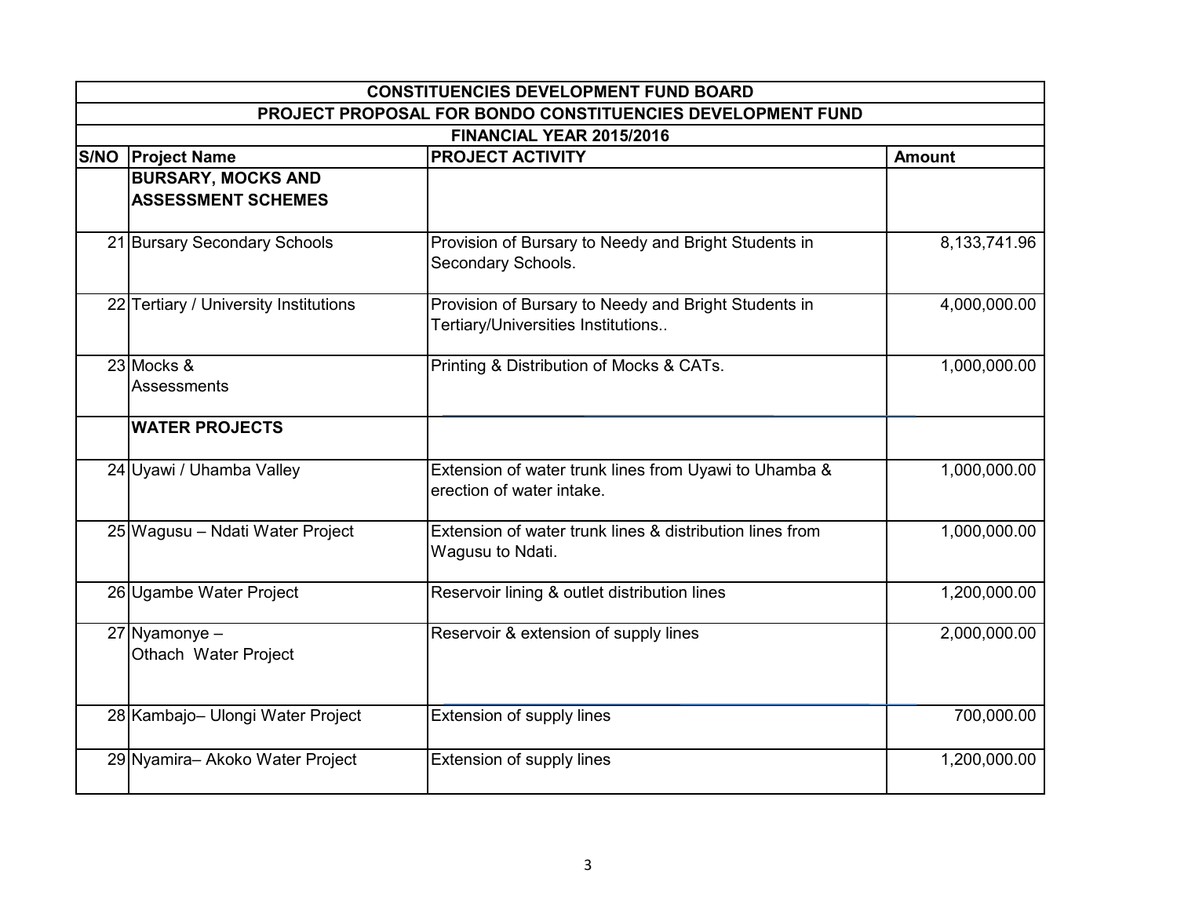| CONSTITUENCIES DEVELOPMENT FUND BOARD | | | |
|---|---|---|---|
| PROJECT PROPOSAL FOR BONDO CONSTITUENCIES DEVELOPMENT FUND | | | |
| FINANCIAL YEAR 2015/2016 | | | |
| **S/NO** | **Project Name** | **PROJECT ACTIVITY** | **Amount** |
| | **BURSARY, MOCKS AND ASSESSMENT SCHEMES** | | |
| 21 | Bursary Secondary Schools | Provision of Bursary to Needy and Bright Students in Secondary Schools. | 8,133,741.96 |
| 22 | Tertiary / University Institutions | Provision of Bursary to Needy and Bright Students in Tertiary/Universities Institutions.. | 4,000,000.00 |
| 23 | Mocks & Assessments | Printing & Distribution of Mocks & CATs. | 1,000,000.00 |
| | **WATER PROJECTS** | | |
| 24 | Uyawi / Uhamba Valley | Extension of water trunk lines from Uyawi to Uhamba & erection of water intake. | 1,000,000.00 |
| 25 | Wagusu – Ndati Water Project | Extension of water trunk lines & distribution lines from Wagusu to Ndati. | 1,000,000.00 |
| 26 | Ugambe Water Project | Reservoir lining & outlet distribution lines | 1,200,000.00 |
| 27 | Nyamonye – Othach Water Project | Reservoir & extension of supply lines | 2,000,000.00 |
| 28 | Kambajo– Ulongi Water Project | Extension of supply lines | 700,000.00 |
| 29 | Nyamira– Akoko Water Project | Extension of supply lines | 1,200,000.00 |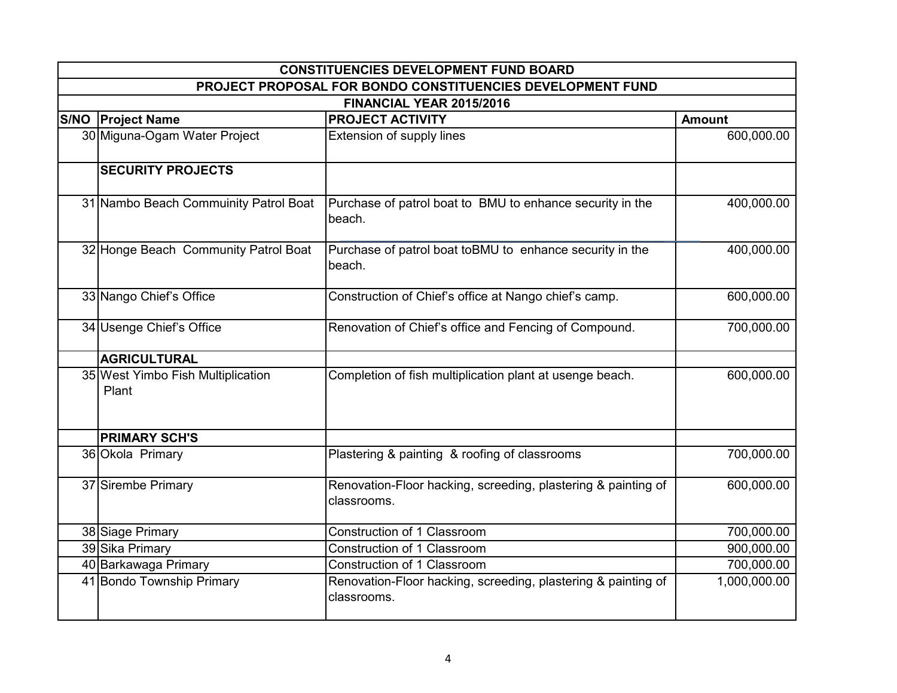| CONSTITUENCIES DEVELOPMENT FUND BOARD | | | |
|---|---|---|---|
| PROJECT PROPOSAL FOR BONDO CONSTITUENCIES DEVELOPMENT FUND | | | |
| FINANCIAL YEAR 2015/2016 | | | |
| **S/NO** | **Project Name** | **PROJECT ACTIVITY** | **Amount** |
| 30 | Miguna-Ogam Water Project | Extension of supply lines | 600,000.00 |
| | **SECURITY PROJECTS** | | |
| 31 | Nambo Beach Commuinity Patrol Boat | Purchase of patrol boat to BMU to enhance security in the beach. | 400,000.00 |
| 32 | Honge Beach Community Patrol Boat | Purchase of patrol boat toBMU to enhance security in the beach. | 400,000.00 |
| 33 | Nango Chief's Office | Construction of Chief's office at Nango chief's camp. | 600,000.00 |
| 34 | Usenge Chief's Office | Renovation of Chief's office and Fencing of Compound. | 700,000.00 |
| | **AGRICULTURAL** | | |
| 35 | West Yimbo Fish Multiplication Plant | Completion of fish multiplication plant at usenge beach. | 600,000.00 |
| | **PRIMARY SCH'S** | | |
| 36 | Okola Primary | Plastering & painting & roofing of classrooms | 700,000.00 |
| 37 | Sirembe Primary | Renovation-Floor hacking, screeding, plastering & painting of classrooms. | 600,000.00 |
| 38 | Siage Primary | Construction of 1 Classroom | 700,000.00 |
| 39 | Sika Primary | Construction of 1 Classroom | 900,000.00 |
| 40 | Barkawaga Primary | Construction of 1 Classroom | 700,000.00 |
| 41 | Bondo Township Primary | Renovation-Floor hacking, screeding, plastering & painting of classrooms. | 1,000,000.00 |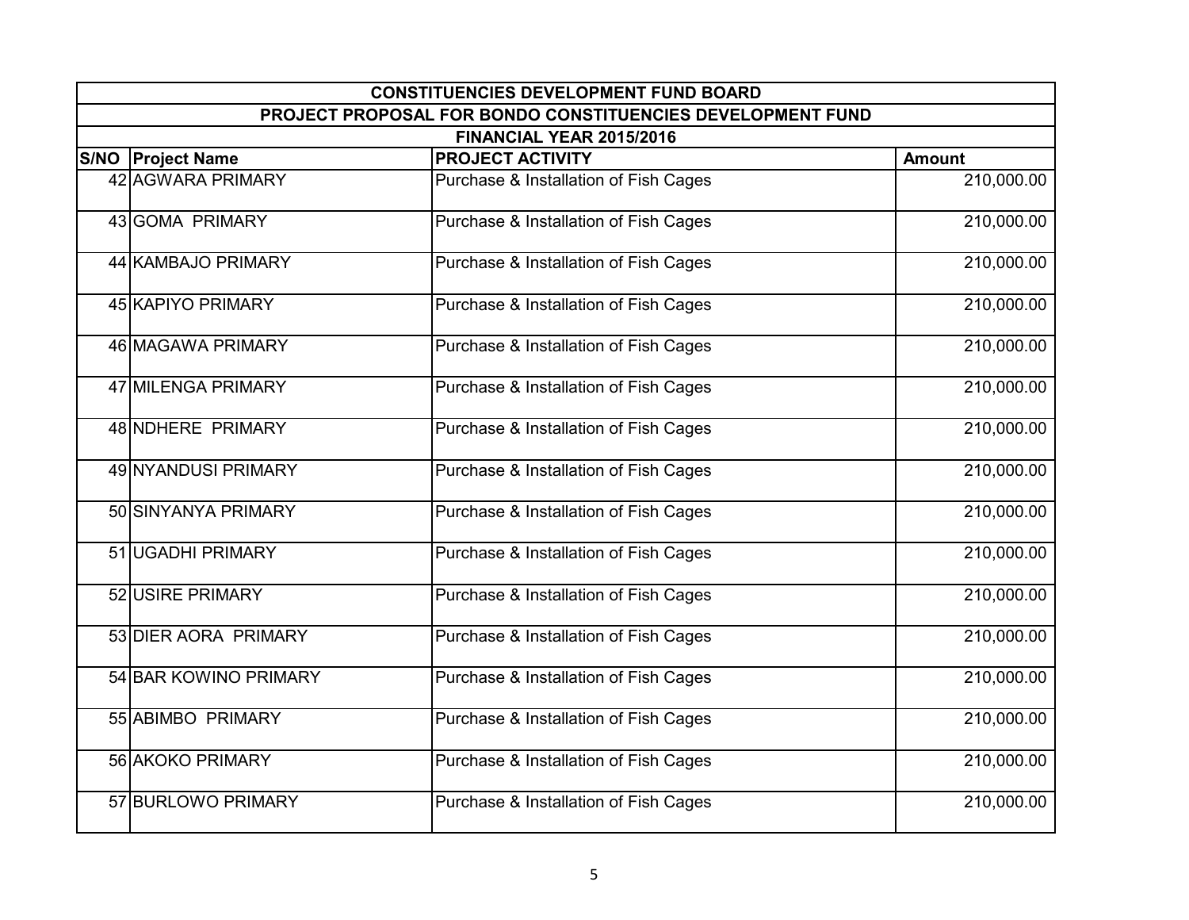| CONSTITUENCIES DEVELOPMENT FUND BOARD | | | |
|---|---|---|---|
| PROJECT PROPOSAL FOR BONDO CONSTITUENCIES DEVELOPMENT FUND | | | |
| FINANCIAL YEAR 2015/2016 | | | |
| **S/NO** | **Project Name** | **PROJECT ACTIVITY** | **Amount** |
| 42 | AGWARA PRIMARY | Purchase & Installation of Fish Cages | 210,000.00 |
| 43 | GOMA PRIMARY | Purchase & Installation of Fish Cages | 210,000.00 |
| 44 | KAMBAJO PRIMARY | Purchase & Installation of Fish Cages | 210,000.00 |
| 45 | KAPIYO PRIMARY | Purchase & Installation of Fish Cages | 210,000.00 |
| 46 | MAGAWA PRIMARY | Purchase & Installation of Fish Cages | 210,000.00 |
| 47 | MILENGA PRIMARY | Purchase & Installation of Fish Cages | 210,000.00 |
| 48 | NDHERE PRIMARY | Purchase & Installation of Fish Cages | 210,000.00 |
| 49 | NYANDUSI PRIMARY | Purchase & Installation of Fish Cages | 210,000.00 |
| 50 | SINYANYA PRIMARY | Purchase & Installation of Fish Cages | 210,000.00 |
| 51 | UGADHI PRIMARY | Purchase & Installation of Fish Cages | 210,000.00 |
| 52 | USIRE PRIMARY | Purchase & Installation of Fish Cages | 210,000.00 |
| 53 | DIER AORA PRIMARY | Purchase & Installation of Fish Cages | 210,000.00 |
| 54 | BAR KOWINO PRIMARY | Purchase & Installation of Fish Cages | 210,000.00 |
| 55 | ABIMBO PRIMARY | Purchase & Installation of Fish Cages | 210,000.00 |
| 56 | AKOKO PRIMARY | Purchase & Installation of Fish Cages | 210,000.00 |
| 57 | BURLOWO PRIMARY | Purchase & Installation of Fish Cages | 210,000.00 |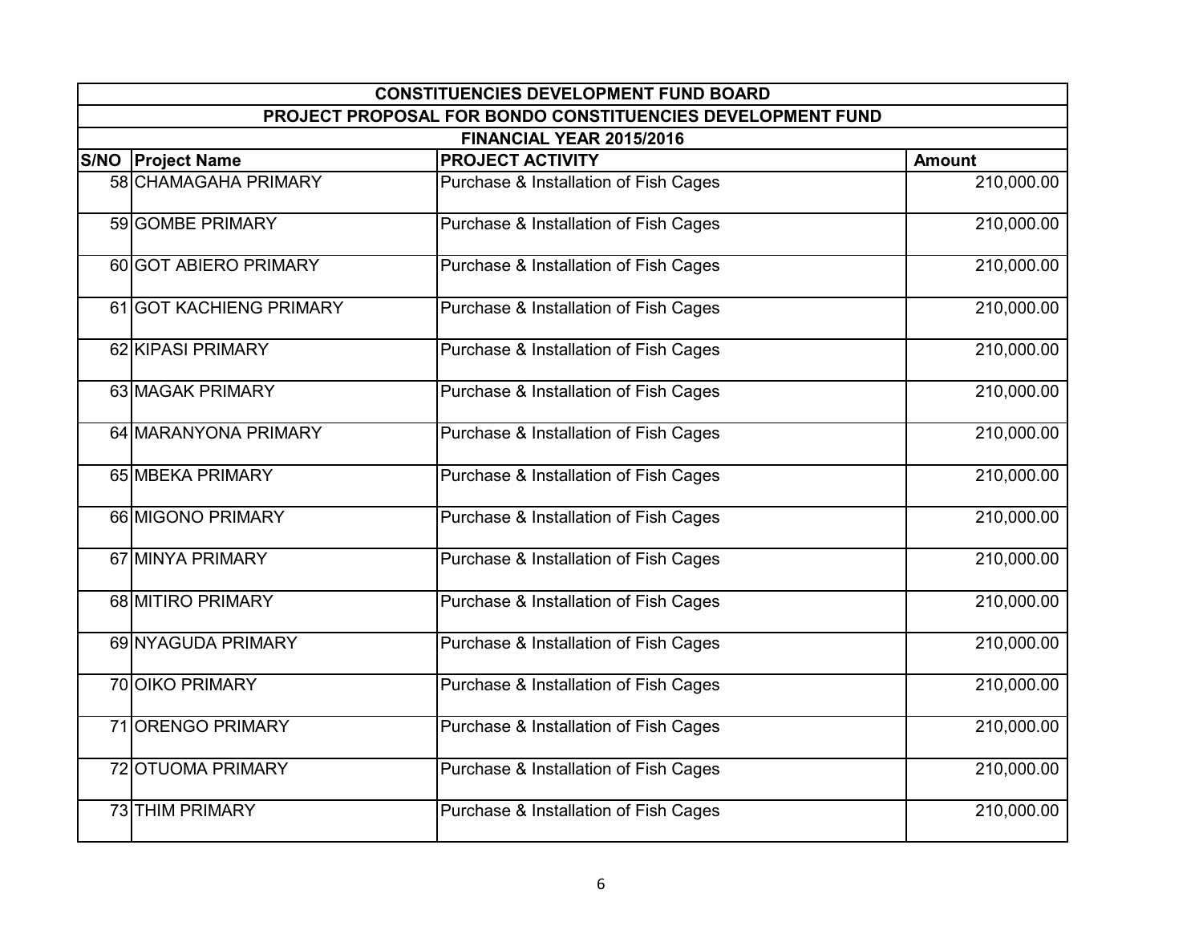| CONSTITUENCIES DEVELOPMENT FUND BOARD | | | |
|---|---|---|---|
| PROJECT PROPOSAL FOR BONDO CONSTITUENCIES DEVELOPMENT FUND | | | |
| FINANCIAL YEAR 2015/2016 | | | |
| **S/NO** | **Project Name** | **PROJECT ACTIVITY** | **Amount** |
| 58 | CHAMAGAHA PRIMARY | Purchase & Installation of Fish Cages | 210,000.00 |
| 59 | GOMBE PRIMARY | Purchase & Installation of Fish Cages | 210,000.00 |
| 60 | GOT ABIERO PRIMARY | Purchase & Installation of Fish Cages | 210,000.00 |
| 61 | GOT KACHIENG PRIMARY | Purchase & Installation of Fish Cages | 210,000.00 |
| 62 | KIPASI PRIMARY | Purchase & Installation of Fish Cages | 210,000.00 |
| 63 | MAGAK PRIMARY | Purchase & Installation of Fish Cages | 210,000.00 |
| 64 | MARANYONA PRIMARY | Purchase & Installation of Fish Cages | 210,000.00 |
| 65 | MBEKA PRIMARY | Purchase & Installation of Fish Cages | 210,000.00 |
| 66 | MIGONO PRIMARY | Purchase & Installation of Fish Cages | 210,000.00 |
| 67 | MINYA PRIMARY | Purchase & Installation of Fish Cages | 210,000.00 |
| 68 | MITIRO PRIMARY | Purchase & Installation of Fish Cages | 210,000.00 |
| 69 | NYAGUDA PRIMARY | Purchase & Installation of Fish Cages | 210,000.00 |
| 70 | OIKO PRIMARY | Purchase & Installation of Fish Cages | 210,000.00 |
| 71 | ORENGO PRIMARY | Purchase & Installation of Fish Cages | 210,000.00 |
| 72 | OTUOMA PRIMARY | Purchase & Installation of Fish Cages | 210,000.00 |
| 73 | THIM PRIMARY | Purchase & Installation of Fish Cages | 210,000.00 |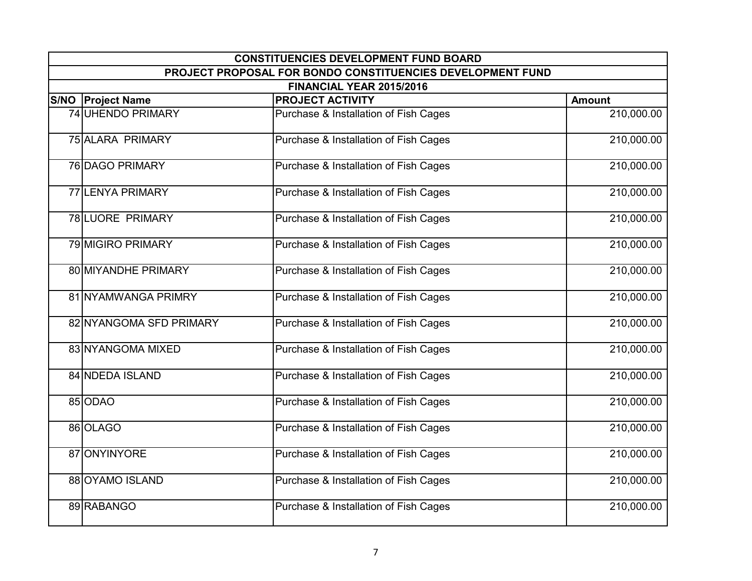| CONSTITUENCIES DEVELOPMENT FUND BOARD | | | |
|---|---|---|---|
| PROJECT PROPOSAL FOR BONDO CONSTITUENCIES DEVELOPMENT FUND | | | |
| FINANCIAL YEAR 2015/2016 | | | |
| S/NO | Project Name | PROJECT ACTIVITY | Amount |
| 74 | UHENDO PRIMARY | Purchase & Installation of Fish Cages | 210,000.00 |
| 75 | ALARA PRIMARY | Purchase & Installation of Fish Cages | 210,000.00 |
| 76 | DAGO PRIMARY | Purchase & Installation of Fish Cages | 210,000.00 |
| 77 | LENYA PRIMARY | Purchase & Installation of Fish Cages | 210,000.00 |
| 78 | LUORE PRIMARY | Purchase & Installation of Fish Cages | 210,000.00 |
| 79 | MIGIRO PRIMARY | Purchase & Installation of Fish Cages | 210,000.00 |
| 80 | MIYANDHE PRIMARY | Purchase & Installation of Fish Cages | 210,000.00 |
| 81 | NYAMWANGA PRIMRY | Purchase & Installation of Fish Cages | 210,000.00 |
| 82 | NYANGOMA SFD PRIMARY | Purchase & Installation of Fish Cages | 210,000.00 |
| 83 | NYANGOMA MIXED | Purchase & Installation of Fish Cages | 210,000.00 |
| 84 | NDEDA ISLAND | Purchase & Installation of Fish Cages | 210,000.00 |
| 85 | ODAO | Purchase & Installation of Fish Cages | 210,000.00 |
| 86 | OLAGO | Purchase & Installation of Fish Cages | 210,000.00 |
| 87 | ONYINYORE | Purchase & Installation of Fish Cages | 210,000.00 |
| 88 | OYAMO ISLAND | Purchase & Installation of Fish Cages | 210,000.00 |
| 89 | RABANGO | Purchase & Installation of Fish Cages | 210,000.00 |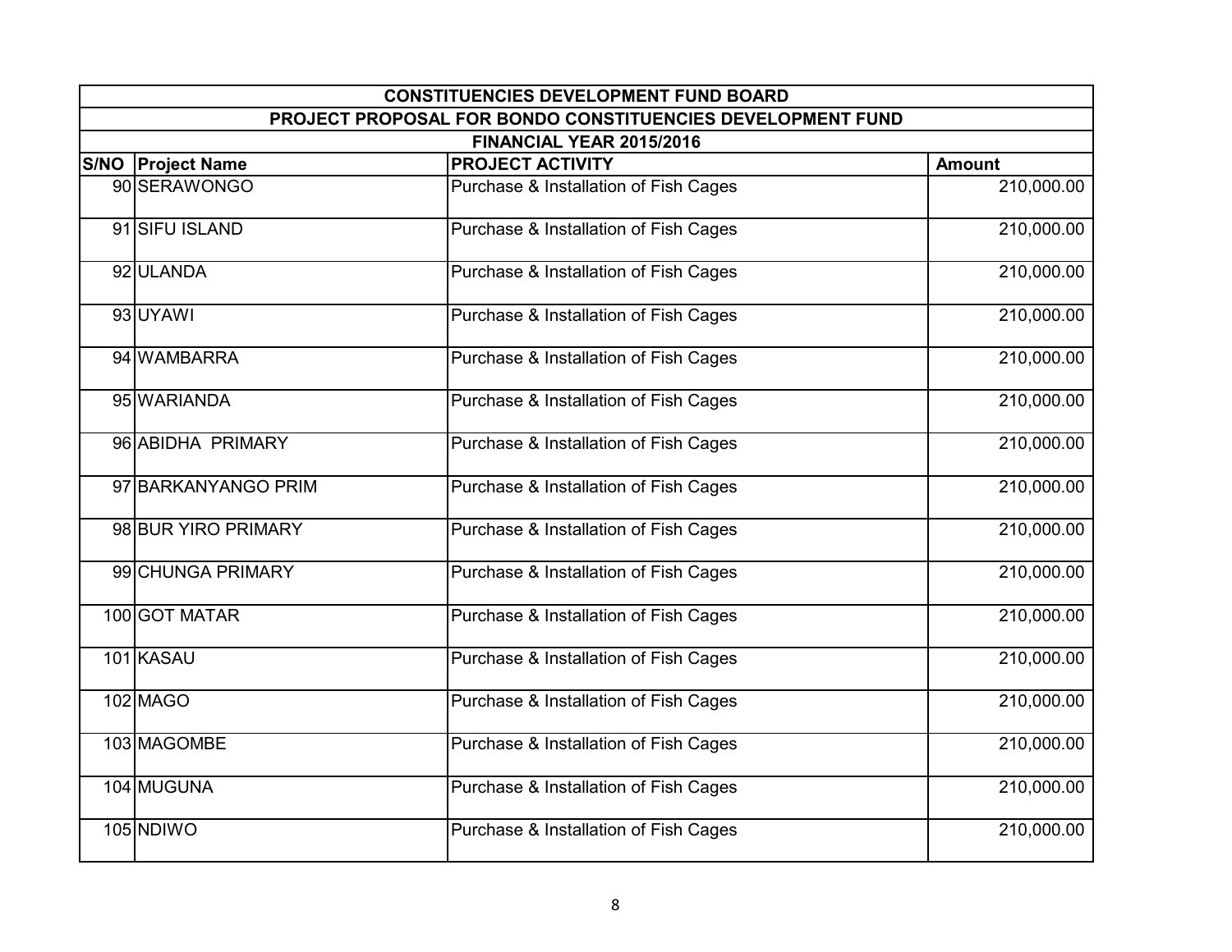| CONSTITUENCIES DEVELOPMENT FUND BOARD | | | |
|---|---|---|---|
| PROJECT PROPOSAL FOR BONDO CONSTITUENCIES DEVELOPMENT FUND | | | |
| FINANCIAL YEAR 2015/2016 | | | |
| **S/NO** | **Project Name** | **PROJECT ACTIVITY** | **Amount** |
| 90 | SERAWONGO | Purchase & Installation of Fish Cages | 210,000.00 |
| 91 | SIFU ISLAND | Purchase & Installation of Fish Cages | 210,000.00 |
| 92 | ULANDA | Purchase & Installation of Fish Cages | 210,000.00 |
| 93 | UYAWI | Purchase & Installation of Fish Cages | 210,000.00 |
| 94 | WAMBARRA | Purchase & Installation of Fish Cages | 210,000.00 |
| 95 | WARIANDA | Purchase & Installation of Fish Cages | 210,000.00 |
| 96 | ABIDHA PRIMARY | Purchase & Installation of Fish Cages | 210,000.00 |
| 97 | BARKANYANGO PRIM | Purchase & Installation of Fish Cages | 210,000.00 |
| 98 | BUR YIRO PRIMARY | Purchase & Installation of Fish Cages | 210,000.00 |
| 99 | CHUNGA PRIMARY | Purchase & Installation of Fish Cages | 210,000.00 |
| 100 | GOT MATAR | Purchase & Installation of Fish Cages | 210,000.00 |
| 101 | KASAU | Purchase & Installation of Fish Cages | 210,000.00 |
| 102 | MAGO | Purchase & Installation of Fish Cages | 210,000.00 |
| 103 | MAGOMBE | Purchase & Installation of Fish Cages | 210,000.00 |
| 104 | MUGUNA | Purchase & Installation of Fish Cages | 210,000.00 |
| 105 | NDIWO | Purchase & Installation of Fish Cages | 210,000.00 |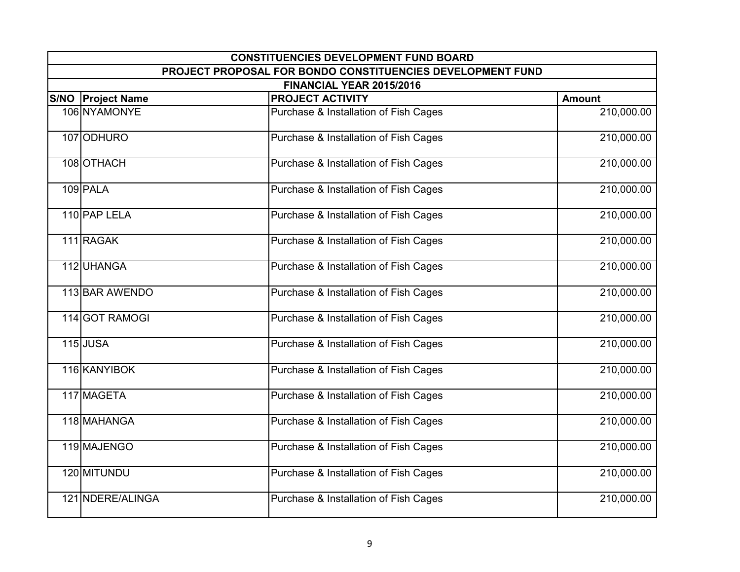| CONSTITUENCIES DEVELOPMENT FUND BOARD | | | |
|---|---|---|---|
| PROJECT PROPOSAL FOR BONDO CONSTITUENCIES DEVELOPMENT FUND | | | |
| FINANCIAL YEAR 2015/2016 | | | |
| **S/NO** | **Project Name** | **PROJECT ACTIVITY** | **Amount** |
| 106 | NYAMONYE | Purchase & Installation of Fish Cages | 210,000.00 |
| 107 | ODHURO | Purchase & Installation of Fish Cages | 210,000.00 |
| 108 | OTHACH | Purchase & Installation of Fish Cages | 210,000.00 |
| 109 | PALA | Purchase & Installation of Fish Cages | 210,000.00 |
| 110 | PAP LELA | Purchase & Installation of Fish Cages | 210,000.00 |
| 111 | RAGAK | Purchase & Installation of Fish Cages | 210,000.00 |
| 112 | UHANGA | Purchase & Installation of Fish Cages | 210,000.00 |
| 113 | BAR AWENDO | Purchase & Installation of Fish Cages | 210,000.00 |
| 114 | GOT RAMOGI | Purchase & Installation of Fish Cages | 210,000.00 |
| 115 | JUSA | Purchase & Installation of Fish Cages | 210,000.00 |
| 116 | KANYIBOK | Purchase & Installation of Fish Cages | 210,000.00 |
| 117 | MAGETA | Purchase & Installation of Fish Cages | 210,000.00 |
| 118 | MAHANGA | Purchase & Installation of Fish Cages | 210,000.00 |
| 119 | MAJENGO | Purchase & Installation of Fish Cages | 210,000.00 |
| 120 | MITUNDU | Purchase & Installation of Fish Cages | 210,000.00 |
| 121 | NDERE/ALINGA | Purchase & Installation of Fish Cages | 210,000.00 |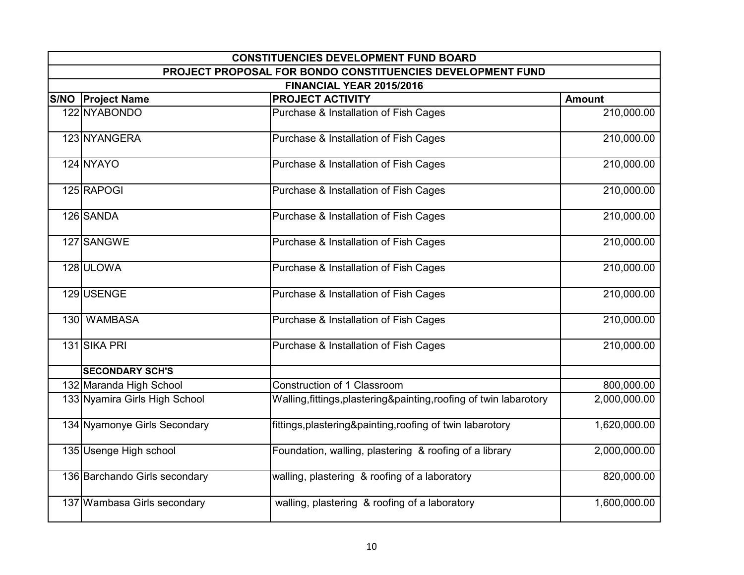| CONSTITUENCIES DEVELOPMENT FUND BOARD | | | |
|---|---|---|---|
| PROJECT PROPOSAL FOR BONDO CONSTITUENCIES DEVELOPMENT FUND | | | |
| FINANCIAL YEAR 2015/2016 | | | |
| **S/NO** | **Project Name** | **PROJECT ACTIVITY** | **Amount** |
| 122 | NYABONDO | Purchase & Installation of Fish Cages | 210,000.00 |
| 123 | NYANGERA | Purchase & Installation of Fish Cages | 210,000.00 |
| 124 | NYAYO | Purchase & Installation of Fish Cages | 210,000.00 |
| 125 | RAPOGI | Purchase & Installation of Fish Cages | 210,000.00 |
| 126 | SANDA | Purchase & Installation of Fish Cages | 210,000.00 |
| 127 | SANGWE | Purchase & Installation of Fish Cages | 210,000.00 |
| 128 | ULOWA | Purchase & Installation of Fish Cages | 210,000.00 |
| 129 | USENGE | Purchase & Installation of Fish Cages | 210,000.00 |
| 130 | WAMBASA | Purchase & Installation of Fish Cages | 210,000.00 |
| 131 | SIKA PRI | Purchase & Installation of Fish Cages | 210,000.00 |
| | **SECONDARY SCH'S** | | |
| 132 | Maranda High School | Construction of 1 Classroom | 800,000.00 |
| 133 | Nyamira Girls High School | Walling,fittings,plastering&painting,roofing of twin labarotory | 2,000,000.00 |
| 134 | Nyamonye Girls Secondary | fittings,plastering&painting,roofing of twin labarotory | 1,620,000.00 |
| 135 | Usenge High school | Foundation, walling, plastering & roofing of a library | 2,000,000.00 |
| 136 | Barchando Girls secondary | walling, plastering & roofing of a laboratory | 820,000.00 |
| 137 | Wambasa Girls secondary | walling, plastering & roofing of a laboratory | 1,600,000.00 |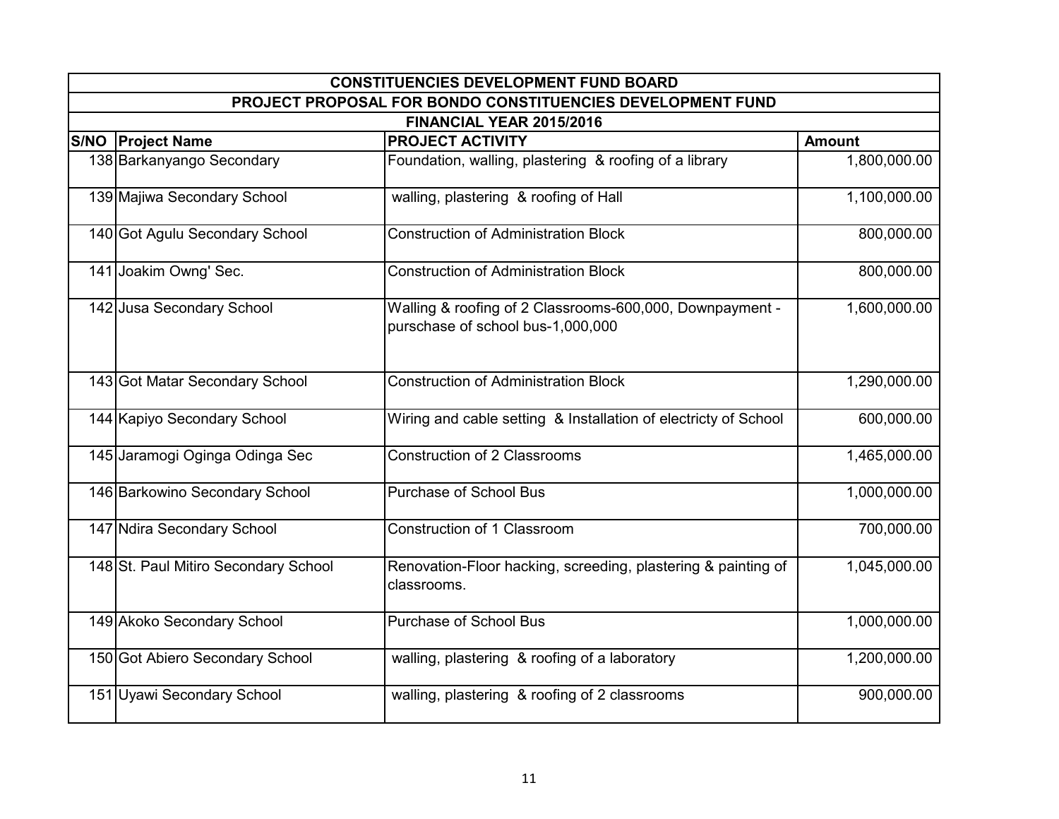| CONSTITUENCIES DEVELOPMENT FUND BOARD | | | |
|---|---|---|---|
| PROJECT PROPOSAL FOR BONDO CONSTITUENCIES DEVELOPMENT FUND | | | |
| FINANCIAL YEAR 2015/2016 | | | |
| **S/NO** | **Project Name** | **PROJECT ACTIVITY** | **Amount** |
| 138 | Barkanyango Secondary | Foundation, walling, plastering & roofing of a library | 1,800,000.00 |
| 139 | Majiwa Secondary School | walling, plastering & roofing of Hall | 1,100,000.00 |
| 140 | Got Agulu Secondary School | Construction of Administration Block | 800,000.00 |
| 141 | Joakim Owng' Sec. | Construction of Administration Block | 800,000.00 |
| 142 | Jusa Secondary School | Walling & roofing of 2 Classrooms-600,000, Downpayment - purschase of school bus-1,000,000 | 1,600,000.00 |
| 143 | Got Matar Secondary School | Construction of Administration Block | 1,290,000.00 |
| 144 | Kapiyo Secondary School | Wiring and cable setting & Installation of electricty of School | 600,000.00 |
| 145 | Jaramogi Oginga Odinga Sec | Construction of 2 Classrooms | 1,465,000.00 |
| 146 | Barkowino Secondary School | Purchase of School Bus | 1,000,000.00 |
| 147 | Ndira Secondary School | Construction of 1 Classroom | 700,000.00 |
| 148 | St. Paul Mitiro Secondary School | Renovation-Floor hacking, screeding, plastering & painting of classrooms. | 1,045,000.00 |
| 149 | Akoko Secondary School | Purchase of School Bus | 1,000,000.00 |
| 150 | Got Abiero Secondary School | walling, plastering & roofing of a laboratory | 1,200,000.00 |
| 151 | Uyawi Secondary School | walling, plastering & roofing of 2 classrooms | 900,000.00 |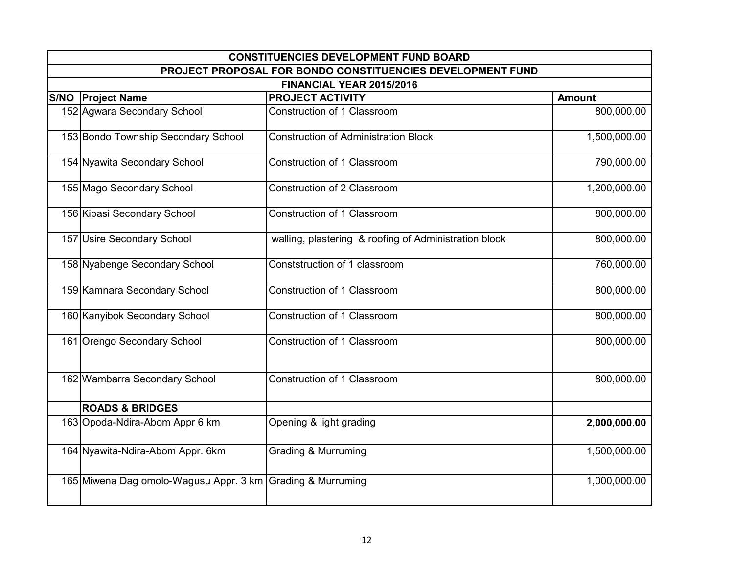| CONSTITUENCIES DEVELOPMENT FUND BOARD | | | |
|---|---|---|---|
| PROJECT PROPOSAL FOR BONDO CONSTITUENCIES DEVELOPMENT FUND | | | |
| FINANCIAL YEAR 2015/2016 | | | |
| **S/NO** | **Project Name** | **PROJECT ACTIVITY** | **Amount** |
| 152 | Agwara Secondary School | Construction of 1 Classroom | 800,000.00 |
| 153 | Bondo Township Secondary School | Construction of Administration Block | 1,500,000.00 |
| 154 | Nyawita Secondary School | Construction of 1 Classroom | 790,000.00 |
| 155 | Mago Secondary School | Construction of 2 Classroom | 1,200,000.00 |
| 156 | Kipasi Secondary School | Construction of 1 Classroom | 800,000.00 |
| 157 | Usire Secondary School | walling, plastering & roofing of Administration block | 800,000.00 |
| 158 | Nyabenge Secondary School | Conststruction of 1 classroom | 760,000.00 |
| 159 | Kamnara Secondary School | Construction of 1 Classroom | 800,000.00 |
| 160 | Kanyibok Secondary School | Construction of 1 Classroom | 800,000.00 |
| 161 | Orengo Secondary School | Construction of 1 Classroom | 800,000.00 |
| 162 | Wambarra Secondary School | Construction of 1 Classroom | 800,000.00 |
| | **ROADS & BRIDGES** | | |
| 163 | Opoda-Ndira-Abom Appr 6 km | Opening & light grading | **2,000,000.00** |
| 164 | Nyawita-Ndira-Abom Appr. 6km | Grading & Murruming | 1,500,000.00 |
| 165 | Miwena Dag omolo-Wagusu Appr. 3 km | Grading & Murruming | 1,000,000.00 |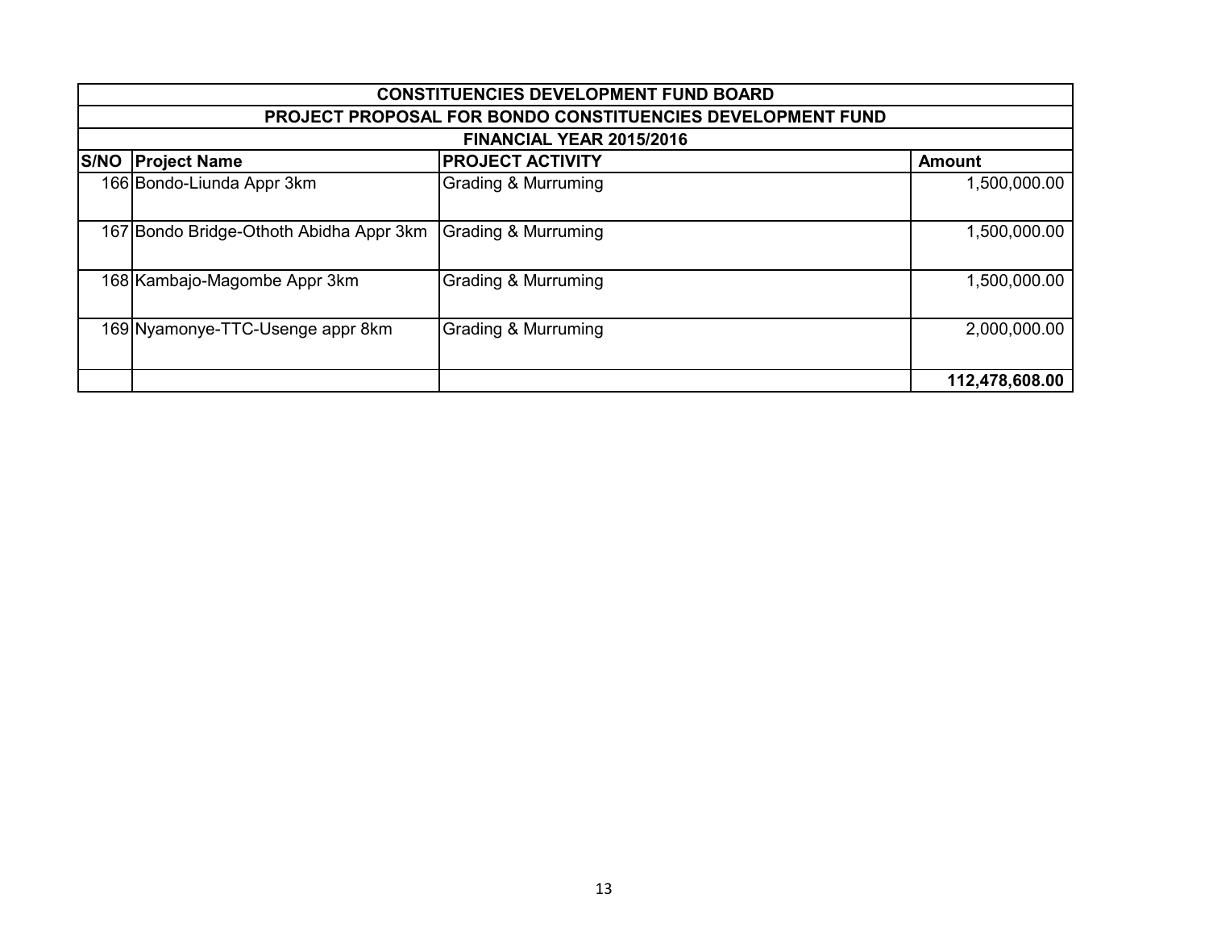| CONSTITUENCIES DEVELOPMENT FUND BOARD | | | |
|---|---|---|---|
| PROJECT PROPOSAL FOR BONDO CONSTITUENCIES DEVELOPMENT FUND | | | |
| FINANCIAL YEAR 2015/2016 | | | |
| **S/NO** | **Project Name** | **PROJECT ACTIVITY** | **Amount** |
| 166 | Bondo-Liunda Appr 3km | Grading & Murruming | 1,500,000.00 |
| 167 | Bondo Bridge-Othoth Abidha Appr 3km | Grading & Murruming | 1,500,000.00 |
| 168 | Kambajo-Magombe Appr 3km | Grading & Murruming | 1,500,000.00 |
| 169 | Nyamonye-TTC-Usenge appr 8km | Grading & Murruming | 2,000,000.00 |
| | | | **112,478,608.00** |